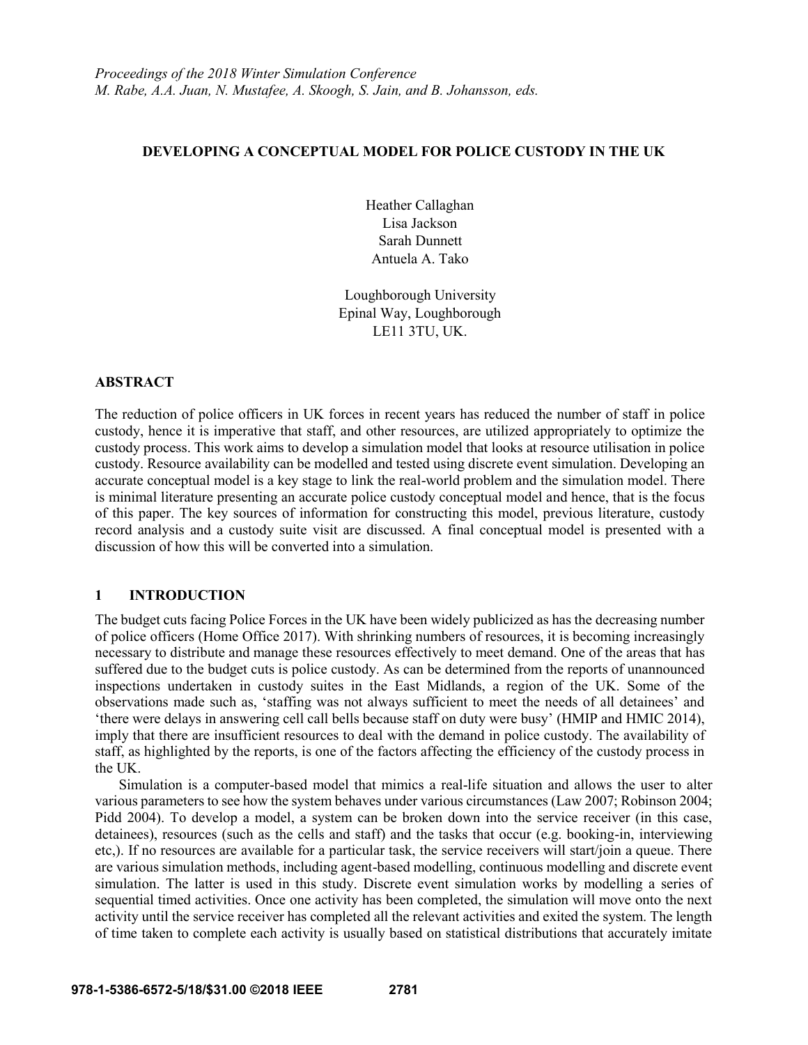*Proceedings of the 2018 Winter Simulation Conference*
*M. Rabe, A.A. Juan, N. Mustafee, A. Skoogh, S. Jain, and B. Johansson, eds.*

# DEVELOPING A CONCEPTUAL MODEL FOR POLICE CUSTODY IN THE UK

Heather Callaghan
Lisa Jackson
Sarah Dunnett
Antuela A. Tako

Loughborough University
Epinal Way, Loughborough
LE11 3TU, UK.

## ABSTRACT

The reduction of police officers in UK forces in recent years has reduced the number of staff in police custody, hence it is imperative that staff, and other resources, are utilized appropriately to optimize the custody process. This work aims to develop a simulation model that looks at resource utilisation in police custody. Resource availability can be modelled and tested using discrete event simulation. Developing an accurate conceptual model is a key stage to link the real-world problem and the simulation model. There is minimal literature presenting an accurate police custody conceptual model and hence, that is the focus of this paper. The key sources of information for constructing this model, previous literature, custody record analysis and a custody suite visit are discussed. A final conceptual model is presented with a discussion of how this will be converted into a simulation.

## 1 INTRODUCTION

The budget cuts facing Police Forces in the UK have been widely publicized as has the decreasing number of police officers (Home Office 2017). With shrinking numbers of resources, it is becoming increasingly necessary to distribute and manage these resources effectively to meet demand. One of the areas that has suffered due to the budget cuts is police custody. As can be determined from the reports of unannounced inspections undertaken in custody suites in the East Midlands, a region of the UK. Some of the observations made such as, 'staffing was not always sufficient to meet the needs of all detainees' and 'there were delays in answering cell call bells because staff on duty were busy' (HMIP and HMIC 2014), imply that there are insufficient resources to deal with the demand in police custody. The availability of staff, as highlighted by the reports, is one of the factors affecting the efficiency of the custody process in the UK.

Simulation is a computer-based model that mimics a real-life situation and allows the user to alter various parameters to see how the system behaves under various circumstances (Law 2007; Robinson 2004; Pidd 2004). To develop a model, a system can be broken down into the service receiver (in this case, detainees), resources (such as the cells and staff) and the tasks that occur (e.g. booking-in, interviewing etc,). If no resources are available for a particular task, the service receivers will start/join a queue. There are various simulation methods, including agent-based modelling, continuous modelling and discrete event simulation. The latter is used in this study. Discrete event simulation works by modelling a series of sequential timed activities. Once one activity has been completed, the simulation will move onto the next activity until the service receiver has completed all the relevant activities and exited the system. The length of time taken to complete each activity is usually based on statistical distributions that accurately imitate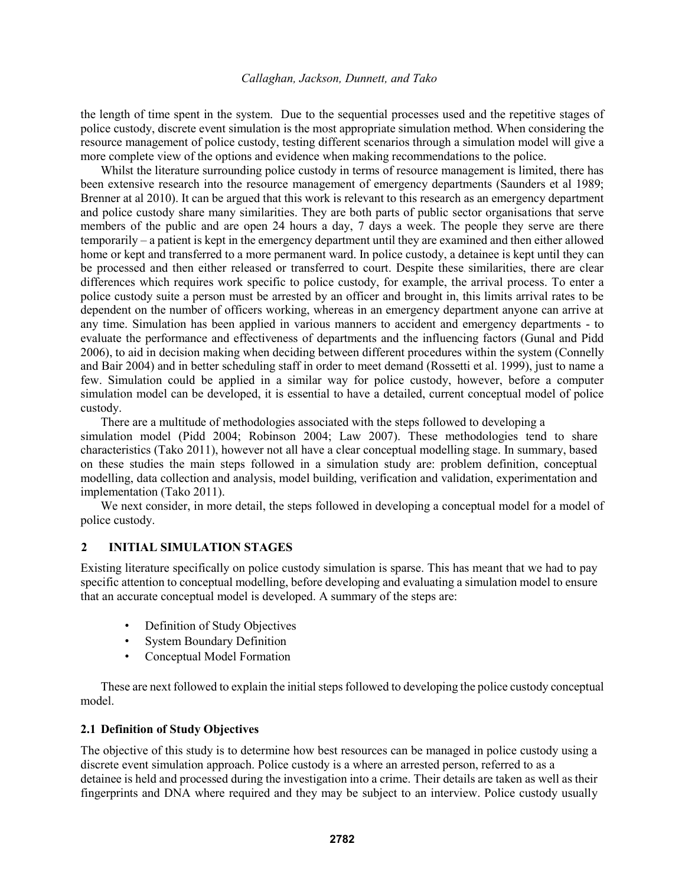the length of time spent in the system. Due to the sequential processes used and the repetitive stages of police custody, discrete event simulation is the most appropriate simulation method. When considering the resource management of police custody, testing different scenarios through a simulation model will give a more complete view of the options and evidence when making recommendations to the police.

Whilst the literature surrounding police custody in terms of resource management is limited, there has been extensive research into the resource management of emergency departments (Saunders et al 1989; Brenner at al 2010). It can be argued that this work is relevant to this research as an emergency department and police custody share many similarities. They are both parts of public sector organisations that serve members of the public and are open 24 hours a day, 7 days a week. The people they serve are there temporarily – a patient is kept in the emergency department until they are examined and then either allowed home or kept and transferred to a more permanent ward. In police custody, a detainee is kept until they can be processed and then either released or transferred to court. Despite these similarities, there are clear differences which requires work specific to police custody, for example, the arrival process. To enter a police custody suite a person must be arrested by an officer and brought in, this limits arrival rates to be dependent on the number of officers working, whereas in an emergency department anyone can arrive at any time. Simulation has been applied in various manners to accident and emergency departments - to evaluate the performance and effectiveness of departments and the influencing factors (Gunal and Pidd 2006), to aid in decision making when deciding between different procedures within the system (Connelly and Bair 2004) and in better scheduling staff in order to meet demand (Rossetti et al. 1999), just to name a few. Simulation could be applied in a similar way for police custody, however, before a computer simulation model can be developed, it is essential to have a detailed, current conceptual model of police custody.

There are a multitude of methodologies associated with the steps followed to developing a simulation model (Pidd 2004; Robinson 2004; Law 2007). These methodologies tend to share characteristics (Tako 2011), however not all have a clear conceptual modelling stage. In summary, based on these studies the main steps followed in a simulation study are: problem definition, conceptual modelling, data collection and analysis, model building, verification and validation, experimentation and implementation (Tako 2011).

We next consider, in more detail, the steps followed in developing a conceptual model for a model of police custody.

## 2 INITIAL SIMULATION STAGES

Existing literature specifically on police custody simulation is sparse. This has meant that we had to pay specific attention to conceptual modelling, before developing and evaluating a simulation model to ensure that an accurate conceptual model is developed. A summary of the steps are:

- Definition of Study Objectives
- System Boundary Definition
- Conceptual Model Formation

These are next followed to explain the initial steps followed to developing the police custody conceptual model.

### 2.1 Definition of Study Objectives

The objective of this study is to determine how best resources can be managed in police custody using a discrete event simulation approach. Police custody is a where an arrested person, referred to as a detainee is held and processed during the investigation into a crime. Their details are taken as well as their fingerprints and DNA where required and they may be subject to an interview. Police custody usually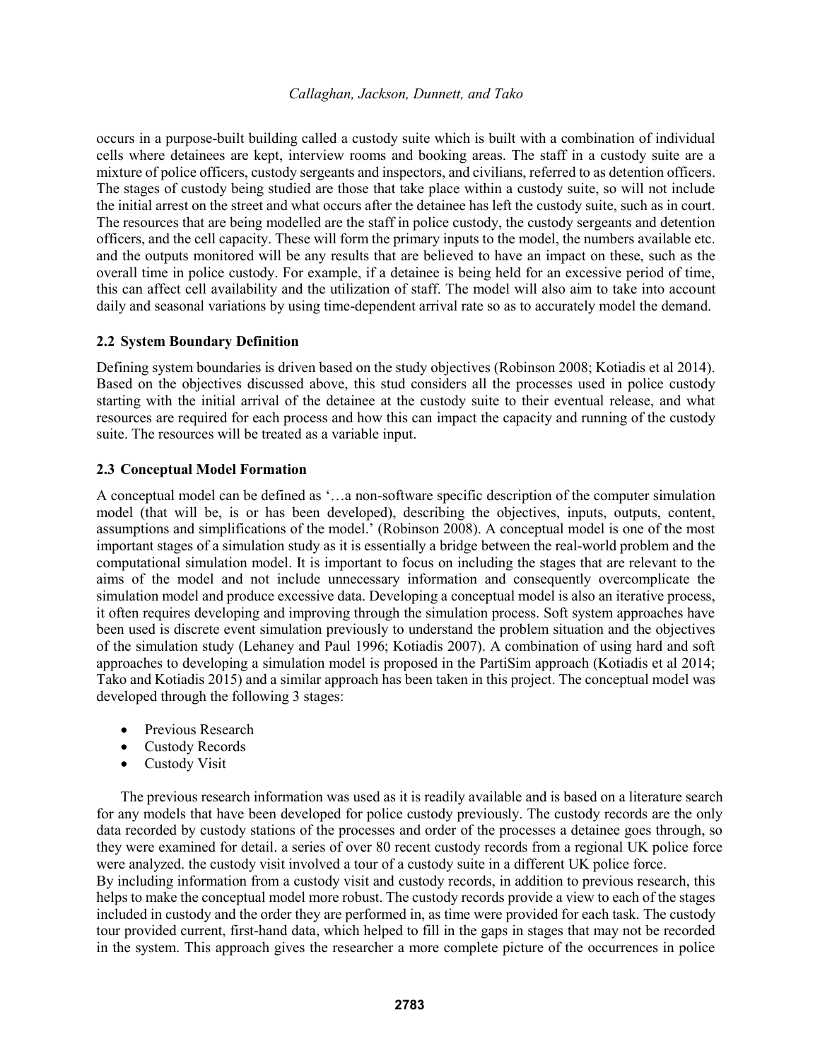occurs in a purpose-built building called a custody suite which is built with a combination of individual cells where detainees are kept, interview rooms and booking areas. The staff in a custody suite are a mixture of police officers, custody sergeants and inspectors, and civilians, referred to as detention officers. The stages of custody being studied are those that take place within a custody suite, so will not include the initial arrest on the street and what occurs after the detainee has left the custody suite, such as in court. The resources that are being modelled are the staff in police custody, the custody sergeants and detention officers, and the cell capacity. These will form the primary inputs to the model, the numbers available etc. and the outputs monitored will be any results that are believed to have an impact on these, such as the overall time in police custody. For example, if a detainee is being held for an excessive period of time, this can affect cell availability and the utilization of staff. The model will also aim to take into account daily and seasonal variations by using time-dependent arrival rate so as to accurately model the demand.

### 2.2 System Boundary Definition

Defining system boundaries is driven based on the study objectives (Robinson 2008; Kotiadis et al 2014). Based on the objectives discussed above, this stud considers all the processes used in police custody starting with the initial arrival of the detainee at the custody suite to their eventual release, and what resources are required for each process and how this can impact the capacity and running of the custody suite. The resources will be treated as a variable input.

### 2.3 Conceptual Model Formation

A conceptual model can be defined as '…a non-software specific description of the computer simulation model (that will be, is or has been developed), describing the objectives, inputs, outputs, content, assumptions and simplifications of the model.' (Robinson 2008). A conceptual model is one of the most important stages of a simulation study as it is essentially a bridge between the real-world problem and the computational simulation model. It is important to focus on including the stages that are relevant to the aims of the model and not include unnecessary information and consequently overcomplicate the simulation model and produce excessive data. Developing a conceptual model is also an iterative process, it often requires developing and improving through the simulation process. Soft system approaches have been used is discrete event simulation previously to understand the problem situation and the objectives of the simulation study (Lehaney and Paul 1996; Kotiadis 2007). A combination of using hard and soft approaches to developing a simulation model is proposed in the PartiSim approach (Kotiadis et al 2014; Tako and Kotiadis 2015) and a similar approach has been taken in this project. The conceptual model was developed through the following 3 stages:

- Previous Research
- Custody Records
- Custody Visit

The previous research information was used as it is readily available and is based on a literature search for any models that have been developed for police custody previously. The custody records are the only data recorded by custody stations of the processes and order of the processes a detainee goes through, so they were examined for detail. a series of over 80 recent custody records from a regional UK police force were analyzed. the custody visit involved a tour of a custody suite in a different UK police force.
By including information from a custody visit and custody records, in addition to previous research, this helps to make the conceptual model more robust. The custody records provide a view to each of the stages included in custody and the order they are performed in, as time were provided for each task. The custody tour provided current, first-hand data, which helped to fill in the gaps in stages that may not be recorded in the system. This approach gives the researcher a more complete picture of the occurrences in police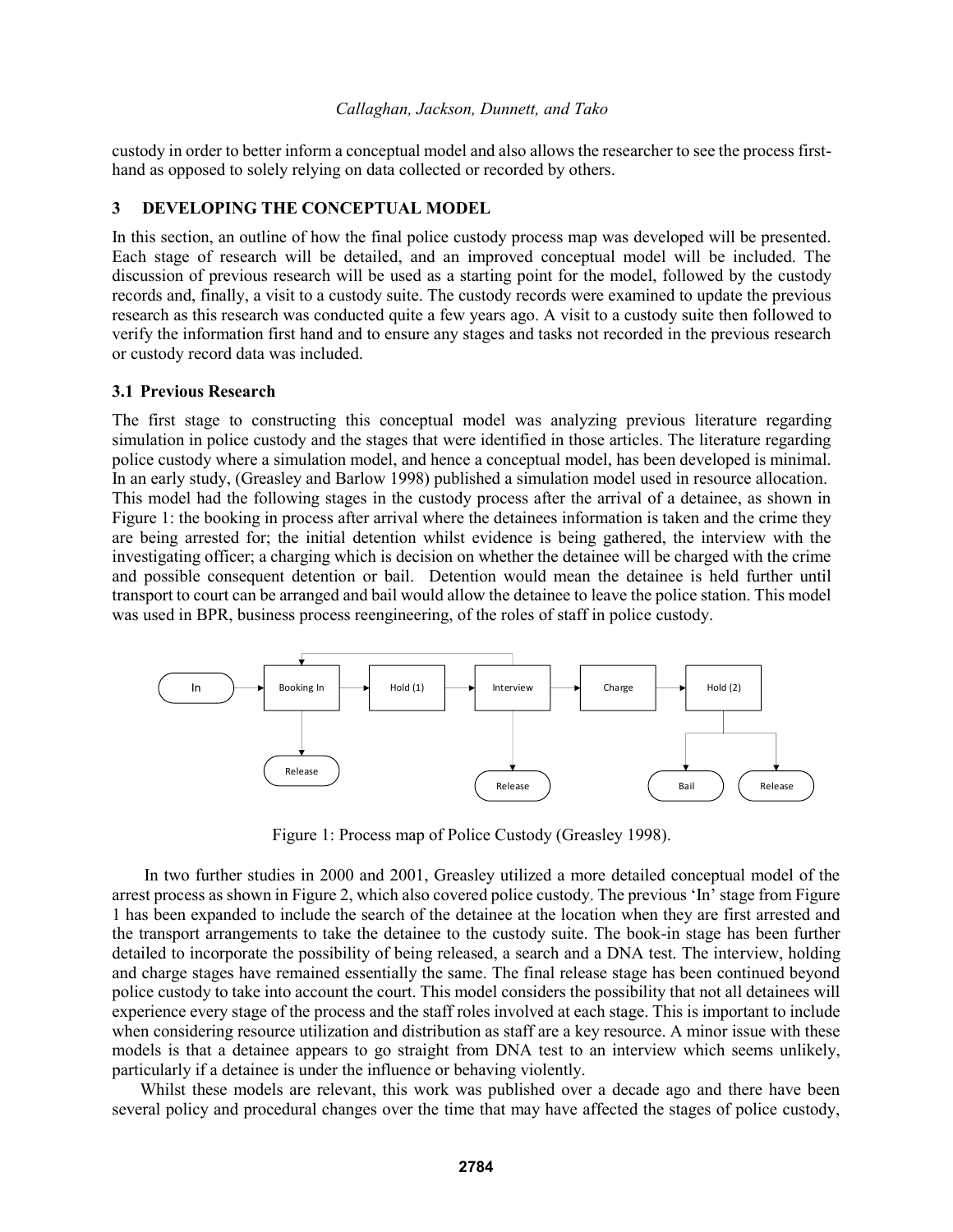custody in order to better inform a conceptual model and also allows the researcher to see the process first-hand as opposed to solely relying on data collected or recorded by others.

## 3 DEVELOPING THE CONCEPTUAL MODEL

In this section, an outline of how the final police custody process map was developed will be presented. Each stage of research will be detailed, and an improved conceptual model will be included. The discussion of previous research will be used as a starting point for the model, followed by the custody records and, finally, a visit to a custody suite. The custody records were examined to update the previous research as this research was conducted quite a few years ago. A visit to a custody suite then followed to verify the information first hand and to ensure any stages and tasks not recorded in the previous research or custody record data was included.

### 3.1 Previous Research

The first stage to constructing this conceptual model was analyzing previous literature regarding simulation in police custody and the stages that were identified in those articles. The literature regarding police custody where a simulation model, and hence a conceptual model, has been developed is minimal. In an early study, (Greasley and Barlow 1998) published a simulation model used in resource allocation. This model had the following stages in the custody process after the arrival of a detainee, as shown in Figure 1: the booking in process after arrival where the detainees information is taken and the crime they are being arrested for; the initial detention whilst evidence is being gathered, the interview with the investigating officer; a charging which is decision on whether the detainee will be charged with the crime and possible consequent detention or bail. Detention would mean the detainee is held further until transport to court can be arranged and bail would allow the detainee to leave the police station. This model was used in BPR, business process reengineering, of the roles of staff in police custody.

In → Booking In → Hold (1) → Interview → Charge → Hold (2)

Booking In → Release; Interview → Release; Hold (2) → Bail / Release

Figure 1: Process map of Police Custody (Greasley 1998).

In two further studies in 2000 and 2001, Greasley utilized a more detailed conceptual model of the arrest process as shown in Figure 2, which also covered police custody. The previous 'In' stage from Figure 1 has been expanded to include the search of the detainee at the location when they are first arrested and the transport arrangements to take the detainee to the custody suite. The book-in stage has been further detailed to incorporate the possibility of being released, a search and a DNA test. The interview, holding and charge stages have remained essentially the same. The final release stage has been continued beyond police custody to take into account the court. This model considers the possibility that not all detainees will experience every stage of the process and the staff roles involved at each stage. This is important to include when considering resource utilization and distribution as staff are a key resource. A minor issue with these models is that a detainee appears to go straight from DNA test to an interview which seems unlikely, particularly if a detainee is under the influence or behaving violently.

Whilst these models are relevant, this work was published over a decade ago and there have been several policy and procedural changes over the time that may have affected the stages of police custody,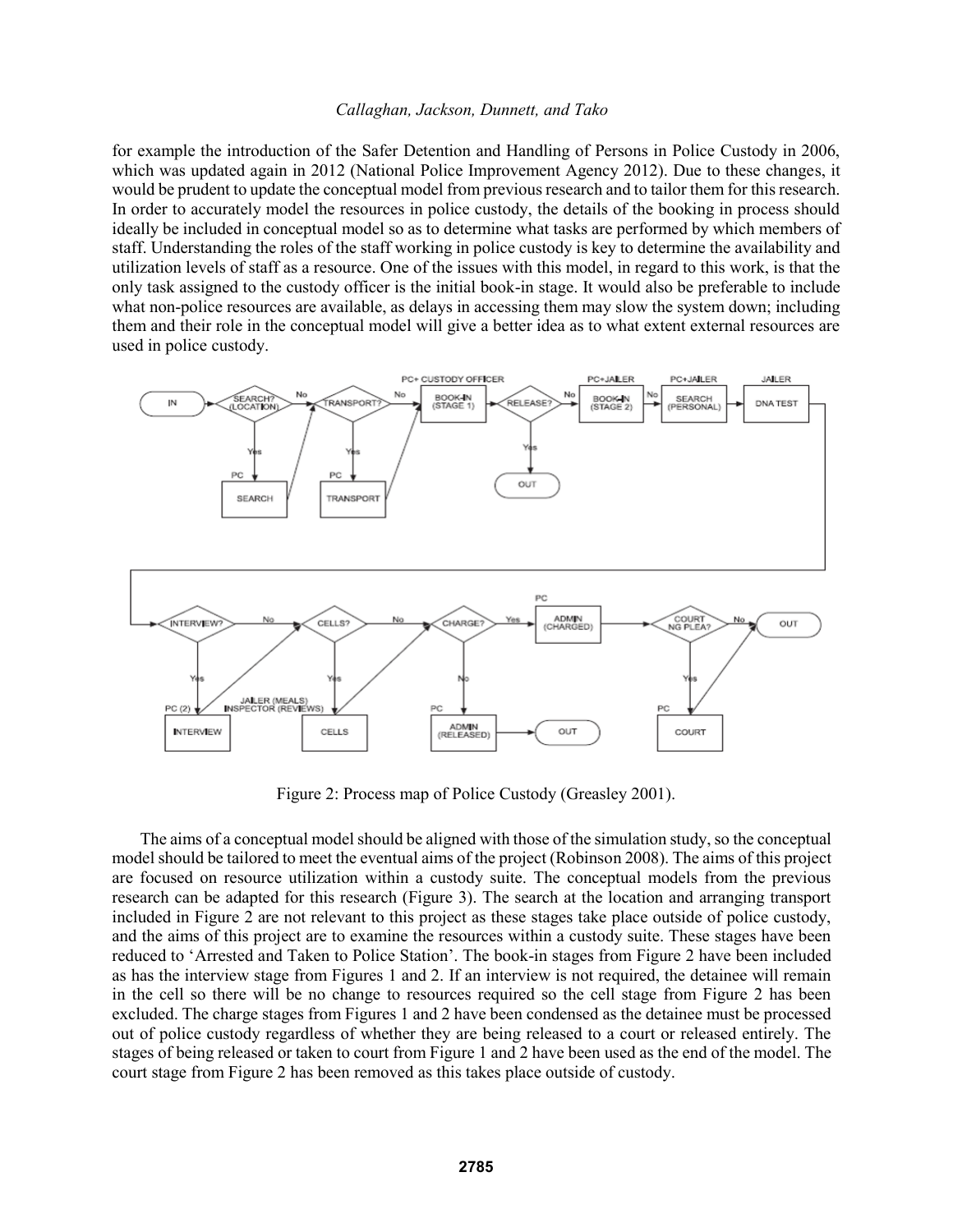for example the introduction of the Safer Detention and Handling of Persons in Police Custody in 2006, which was updated again in 2012 (National Police Improvement Agency 2012). Due to these changes, it would be prudent to update the conceptual model from previous research and to tailor them for this research. In order to accurately model the resources in police custody, the details of the booking in process should ideally be included in conceptual model so as to determine what tasks are performed by which members of staff. Understanding the roles of the staff working in police custody is key to determine the availability and utilization levels of staff as a resource. One of the issues with this model, in regard to this work, is that the only task assigned to the custody officer is the initial book-in stage. It would also be preferable to include what non-police resources are available, as delays in accessing them may slow the system down; including them and their role in the conceptual model will give a better idea as to what extent external resources are used in police custody.

Figure 2: Process map of Police Custody (Greasley 2001).

The aims of a conceptual model should be aligned with those of the simulation study, so the conceptual model should be tailored to meet the eventual aims of the project (Robinson 2008). The aims of this project are focused on resource utilization within a custody suite. The conceptual models from the previous research can be adapted for this research (Figure 3). The search at the location and arranging transport included in Figure 2 are not relevant to this project as these stages take place outside of police custody, and the aims of this project are to examine the resources within a custody suite. These stages have been reduced to 'Arrested and Taken to Police Station'. The book-in stages from Figure 2 have been included as has the interview stage from Figures 1 and 2. If an interview is not required, the detainee will remain in the cell so there will be no change to resources required so the cell stage from Figure 2 has been excluded. The charge stages from Figures 1 and 2 have been condensed as the detainee must be processed out of police custody regardless of whether they are being released to a court or released entirely. The stages of being released or taken to court from Figure 1 and 2 have been used as the end of the model. The court stage from Figure 2 has been removed as this takes place outside of custody.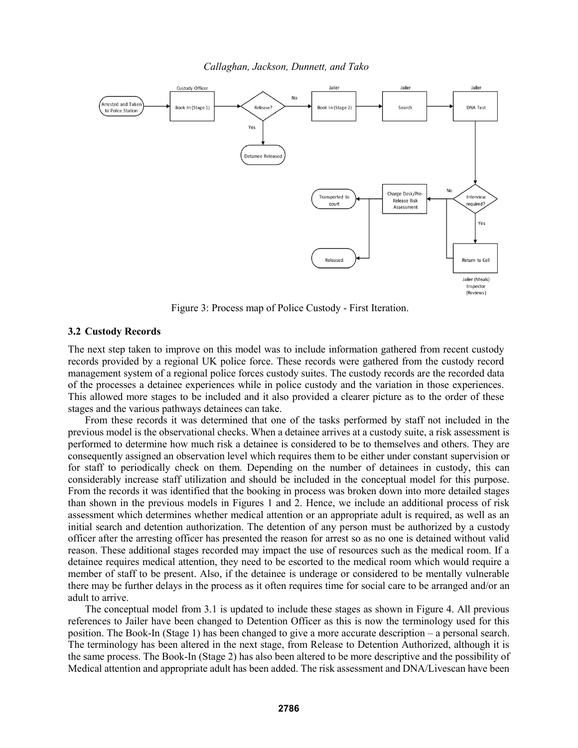Figure 3: Process map of Police Custody - First Iteration.

### 3.2 Custody Records

The next step taken to improve on this model was to include information gathered from recent custody records provided by a regional UK police force. These records were gathered from the custody record management system of a regional police forces custody suites. The custody records are the recorded data of the processes a detainee experiences while in police custody and the variation in those experiences. This allowed more stages to be included and it also provided a clearer picture as to the order of these stages and the various pathways detainees can take.

From these records it was determined that one of the tasks performed by staff not included in the previous model is the observational checks. When a detainee arrives at a custody suite, a risk assessment is performed to determine how much risk a detainee is considered to be to themselves and others. They are consequently assigned an observation level which requires them to be either under constant supervision or for staff to periodically check on them. Depending on the number of detainees in custody, this can considerably increase staff utilization and should be included in the conceptual model for this purpose. From the records it was identified that the booking in process was broken down into more detailed stages than shown in the previous models in Figures 1 and 2. Hence, we include an additional process of risk assessment which determines whether medical attention or an appropriate adult is required, as well as an initial search and detention authorization. The detention of any person must be authorized by a custody officer after the arresting officer has presented the reason for arrest so as no one is detained without valid reason. These additional stages recorded may impact the use of resources such as the medical room. If a detainee requires medical attention, they need to be escorted to the medical room which would require a member of staff to be present. Also, if the detainee is underage or considered to be mentally vulnerable there may be further delays in the process as it often requires time for social care to be arranged and/or an adult to arrive.

The conceptual model from 3.1 is updated to include these stages as shown in Figure 4. All previous references to Jailer have been changed to Detention Officer as this is now the terminology used for this position. The Book-In (Stage 1) has been changed to give a more accurate description – a personal search. The terminology has been altered in the next stage, from Release to Detention Authorized, although it is the same process. The Book-In (Stage 2) has also been altered to be more descriptive and the possibility of Medical attention and appropriate adult has been added. The risk assessment and DNA/Livescan have been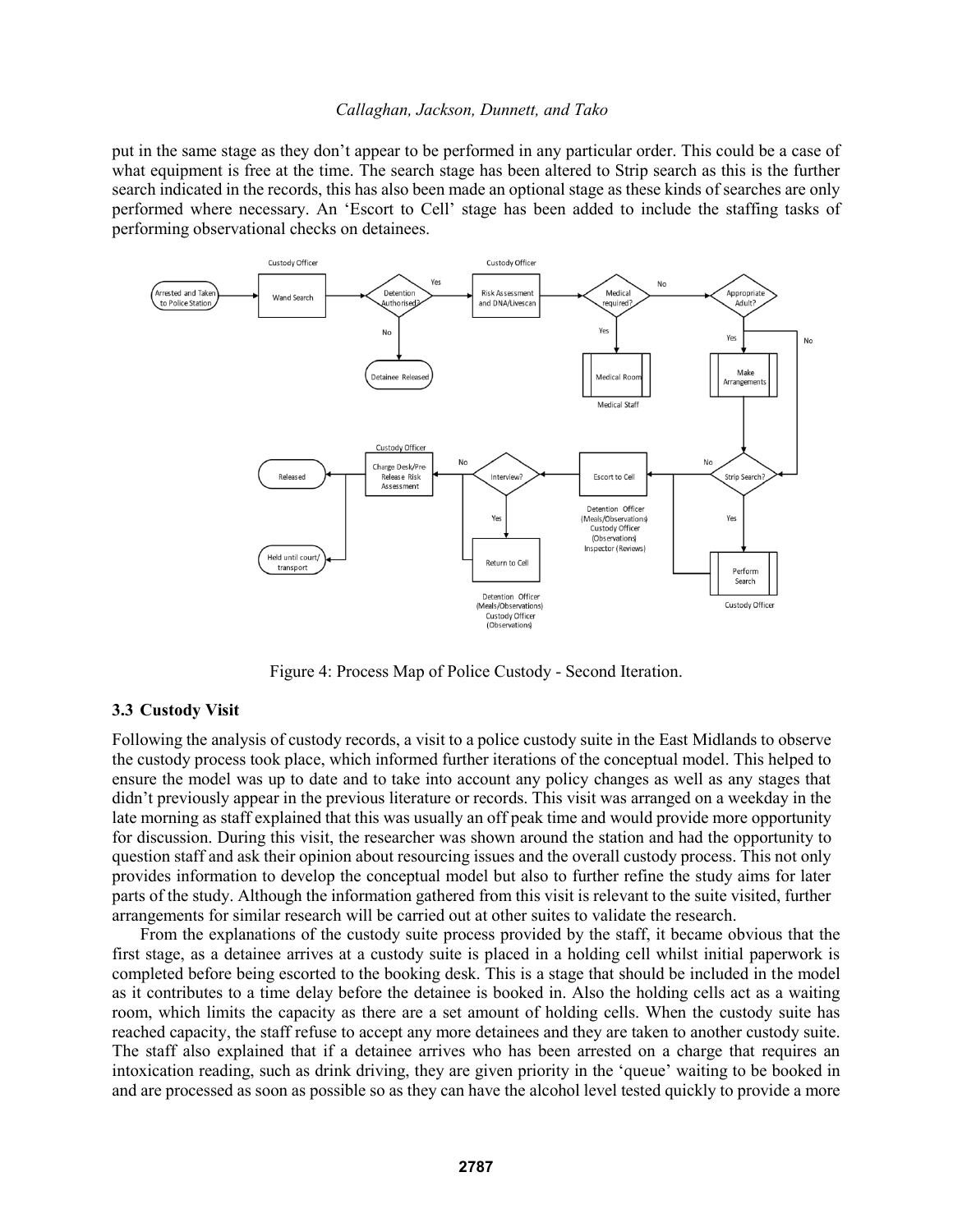put in the same stage as they don't appear to be performed in any particular order. This could be a case of what equipment is free at the time. The search stage has been altered to Strip search as this is the further search indicated in the records, this has also been made an optional stage as these kinds of searches are only performed where necessary. An 'Escort to Cell' stage has been added to include the staffing tasks of performing observational checks on detainees.

Figure 4: Process Map of Police Custody - Second Iteration.

### 3.3 Custody Visit

Following the analysis of custody records, a visit to a police custody suite in the East Midlands to observe the custody process took place, which informed further iterations of the conceptual model. This helped to ensure the model was up to date and to take into account any policy changes as well as any stages that didn't previously appear in the previous literature or records. This visit was arranged on a weekday in the late morning as staff explained that this was usually an off peak time and would provide more opportunity for discussion. During this visit, the researcher was shown around the station and had the opportunity to question staff and ask their opinion about resourcing issues and the overall custody process. This not only provides information to develop the conceptual model but also to further refine the study aims for later parts of the study. Although the information gathered from this visit is relevant to the suite visited, further arrangements for similar research will be carried out at other suites to validate the research.

From the explanations of the custody suite process provided by the staff, it became obvious that the first stage, as a detainee arrives at a custody suite is placed in a holding cell whilst initial paperwork is completed before being escorted to the booking desk. This is a stage that should be included in the model as it contributes to a time delay before the detainee is booked in. Also the holding cells act as a waiting room, which limits the capacity as there are a set amount of holding cells. When the custody suite has reached capacity, the staff refuse to accept any more detainees and they are taken to another custody suite. The staff also explained that if a detainee arrives who has been arrested on a charge that requires an intoxication reading, such as drink driving, they are given priority in the 'queue' waiting to be booked in and are processed as soon as possible so as they can have the alcohol level tested quickly to provide a more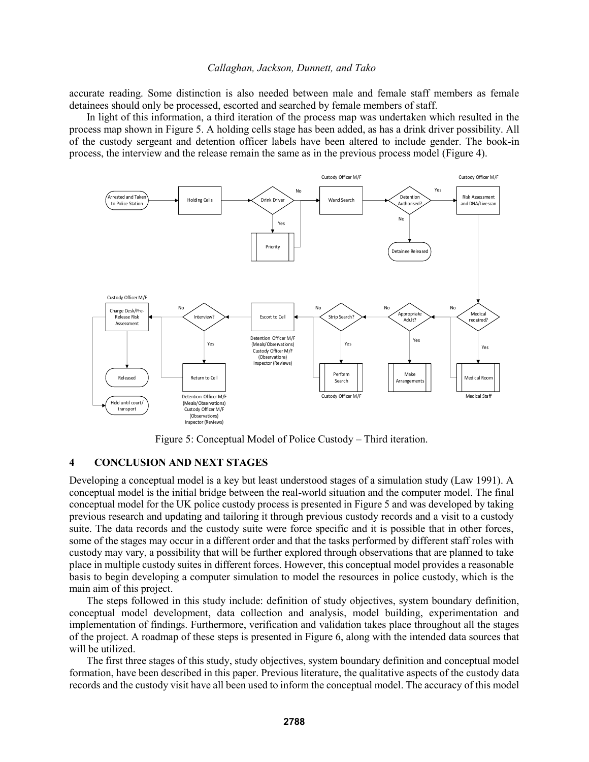accurate reading. Some distinction is also needed between male and female staff members as female detainees should only be processed, escorted and searched by female members of staff.

In light of this information, a third iteration of the process map was undertaken which resulted in the process map shown in Figure 5. A holding cells stage has been added, as has a drink driver possibility. All of the custody sergeant and detention officer labels have been altered to include gender. The book-in process, the interview and the release remain the same as in the previous process model (Figure 4).

Figure 5: Conceptual Model of Police Custody – Third iteration.

## 4 CONCLUSION AND NEXT STAGES

Developing a conceptual model is a key but least understood stages of a simulation study (Law 1991). A conceptual model is the initial bridge between the real-world situation and the computer model. The final conceptual model for the UK police custody process is presented in Figure 5 and was developed by taking previous research and updating and tailoring it through previous custody records and a visit to a custody suite. The data records and the custody suite were force specific and it is possible that in other forces, some of the stages may occur in a different order and that the tasks performed by different staff roles with custody may vary, a possibility that will be further explored through observations that are planned to take place in multiple custody suites in different forces. However, this conceptual model provides a reasonable basis to begin developing a computer simulation to model the resources in police custody, which is the main aim of this project.

The steps followed in this study include: definition of study objectives, system boundary definition, conceptual model development, data collection and analysis, model building, experimentation and implementation of findings. Furthermore, verification and validation takes place throughout all the stages of the project. A roadmap of these steps is presented in Figure 6, along with the intended data sources that will be utilized.

The first three stages of this study, study objectives, system boundary definition and conceptual model formation, have been described in this paper. Previous literature, the qualitative aspects of the custody data records and the custody visit have all been used to inform the conceptual model. The accuracy of this model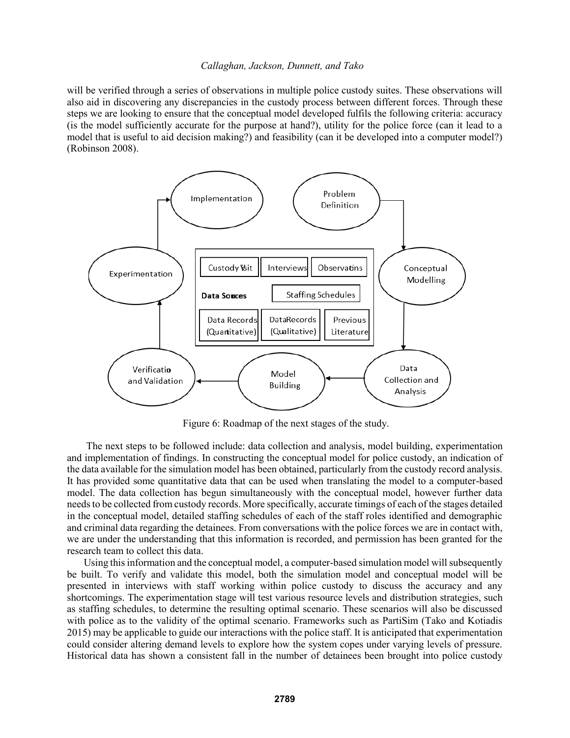will be verified through a series of observations in multiple police custody suites. These observations will also aid in discovering any discrepancies in the custody process between different forces. Through these steps we are looking to ensure that the conceptual model developed fulfils the following criteria: accuracy (is the model sufficiently accurate for the purpose at hand?), utility for the police force (can it lead to a model that is useful to aid decision making?) and feasibility (can it be developed into a computer model?) (Robinson 2008).

Figure 6: Roadmap of the next stages of the study.

The next steps to be followed include: data collection and analysis, model building, experimentation and implementation of findings. In constructing the conceptual model for police custody, an indication of the data available for the simulation model has been obtained, particularly from the custody record analysis. It has provided some quantitative data that can be used when translating the model to a computer-based model. The data collection has begun simultaneously with the conceptual model, however further data needs to be collected from custody records. More specifically, accurate timings of each of the stages detailed in the conceptual model, detailed staffing schedules of each of the staff roles identified and demographic and criminal data regarding the detainees. From conversations with the police forces we are in contact with, we are under the understanding that this information is recorded, and permission has been granted for the research team to collect this data.

Using this information and the conceptual model, a computer-based simulation model will subsequently be built. To verify and validate this model, both the simulation model and conceptual model will be presented in interviews with staff working within police custody to discuss the accuracy and any shortcomings. The experimentation stage will test various resource levels and distribution strategies, such as staffing schedules, to determine the resulting optimal scenario. These scenarios will also be discussed with police as to the validity of the optimal scenario. Frameworks such as PartiSim (Tako and Kotiadis 2015) may be applicable to guide our interactions with the police staff. It is anticipated that experimentation could consider altering demand levels to explore how the system copes under varying levels of pressure. Historical data has shown a consistent fall in the number of detainees been brought into police custody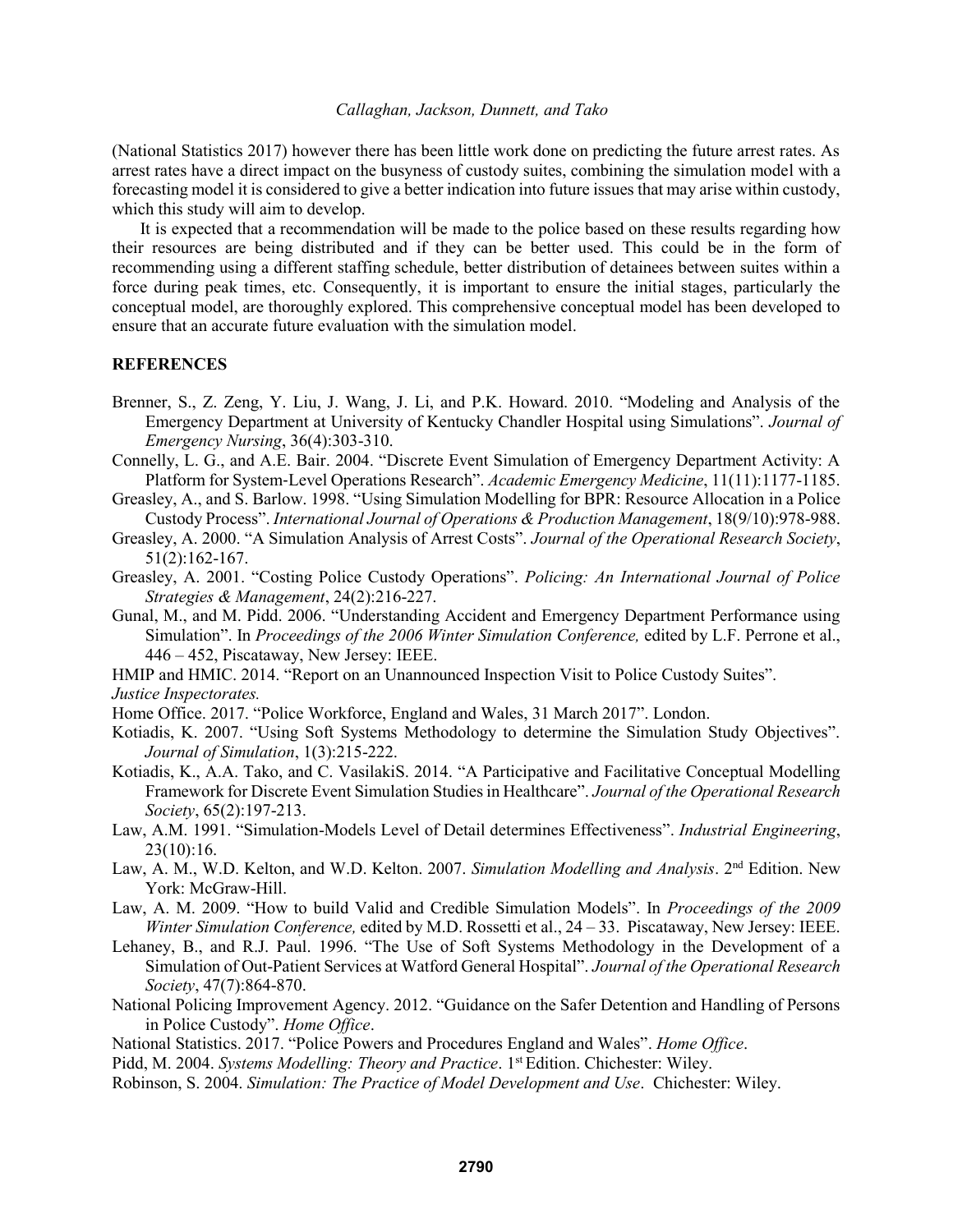(National Statistics 2017) however there has been little work done on predicting the future arrest rates. As arrest rates have a direct impact on the busyness of custody suites, combining the simulation model with a forecasting model it is considered to give a better indication into future issues that may arise within custody, which this study will aim to develop.

It is expected that a recommendation will be made to the police based on these results regarding how their resources are being distributed and if they can be better used. This could be in the form of recommending using a different staffing schedule, better distribution of detainees between suites within a force during peak times, etc. Consequently, it is important to ensure the initial stages, particularly the conceptual model, are thoroughly explored. This comprehensive conceptual model has been developed to ensure that an accurate future evaluation with the simulation model.

## REFERENCES

Brenner, S., Z. Zeng, Y. Liu, J. Wang, J. Li, and P.K. Howard. 2010. "Modeling and Analysis of the Emergency Department at University of Kentucky Chandler Hospital using Simulations". *Journal of Emergency Nursing*, 36(4):303-310.

Connelly, L. G., and A.E. Bair. 2004. "Discrete Event Simulation of Emergency Department Activity: A Platform for System-Level Operations Research". *Academic Emergency Medicine*, 11(11):1177-1185.

Greasley, A., and S. Barlow. 1998. "Using Simulation Modelling for BPR: Resource Allocation in a Police Custody Process". *International Journal of Operations & Production Management*, 18(9/10):978-988.

Greasley, A. 2000. "A Simulation Analysis of Arrest Costs". *Journal of the Operational Research Society*, 51(2):162-167.

Greasley, A. 2001. "Costing Police Custody Operations". *Policing: An International Journal of Police Strategies & Management*, 24(2):216-227.

Gunal, M., and M. Pidd. 2006. "Understanding Accident and Emergency Department Performance using Simulation". In *Proceedings of the 2006 Winter Simulation Conference,* edited by L.F. Perrone et al., 446 – 452, Piscataway, New Jersey: IEEE.

HMIP and HMIC. 2014. "Report on an Unannounced Inspection Visit to Police Custody Suites". *Justice Inspectorates.*

Home Office. 2017. "Police Workforce, England and Wales, 31 March 2017". London.

Kotiadis, K. 2007. "Using Soft Systems Methodology to determine the Simulation Study Objectives". *Journal of Simulation*, 1(3):215-222.

Kotiadis, K., A.A. Tako, and C. VasilakiS. 2014. "A Participative and Facilitative Conceptual Modelling Framework for Discrete Event Simulation Studies in Healthcare". *Journal of the Operational Research Society*, 65(2):197-213.

Law, A.M. 1991. "Simulation-Models Level of Detail determines Effectiveness". *Industrial Engineering*, 23(10):16.

Law, A. M., W.D. Kelton, and W.D. Kelton. 2007. *Simulation Modelling and Analysis*. 2nd Edition. New York: McGraw-Hill.

Law, A. M. 2009. "How to build Valid and Credible Simulation Models". In *Proceedings of the 2009 Winter Simulation Conference,* edited by M.D. Rossetti et al., 24 – 33. Piscataway, New Jersey: IEEE.

Lehaney, B., and R.J. Paul. 1996. "The Use of Soft Systems Methodology in the Development of a Simulation of Out-Patient Services at Watford General Hospital". *Journal of the Operational Research Society*, 47(7):864-870.

National Policing Improvement Agency. 2012. "Guidance on the Safer Detention and Handling of Persons in Police Custody". *Home Office*.

National Statistics. 2017. "Police Powers and Procedures England and Wales". *Home Office*.

Pidd, M. 2004. *Systems Modelling: Theory and Practice*. 1st Edition. Chichester: Wiley.

Robinson, S. 2004. *Simulation: The Practice of Model Development and Use*. Chichester: Wiley.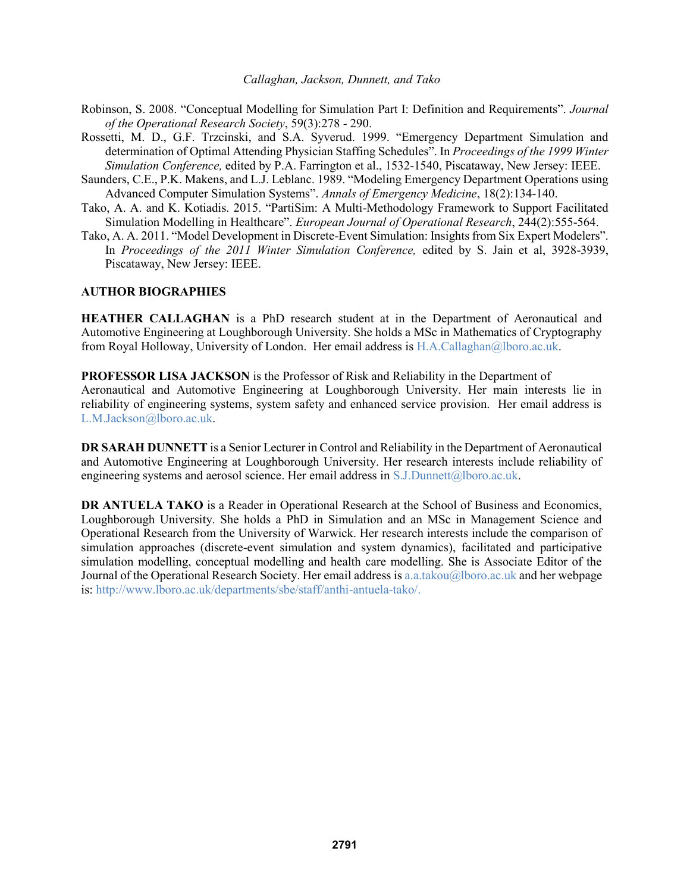Robinson, S. 2008. "Conceptual Modelling for Simulation Part I: Definition and Requirements". *Journal of the Operational Research Society*, 59(3):278 - 290.

Rossetti, M. D., G.F. Trzcinski, and S.A. Syverud. 1999. "Emergency Department Simulation and determination of Optimal Attending Physician Staffing Schedules". In *Proceedings of the 1999 Winter Simulation Conference,* edited by P.A. Farrington et al., 1532-1540, Piscataway, New Jersey: IEEE.

Saunders, C.E., P.K. Makens, and L.J. Leblanc. 1989. "Modeling Emergency Department Operations using Advanced Computer Simulation Systems". *Annals of Emergency Medicine*, 18(2):134-140.

Tako, A. A. and K. Kotiadis. 2015. "PartiSim: A Multi-Methodology Framework to Support Facilitated Simulation Modelling in Healthcare". *European Journal of Operational Research*, 244(2):555-564.

Tako, A. A. 2011. "Model Development in Discrete-Event Simulation: Insights from Six Expert Modelers". In *Proceedings of the 2011 Winter Simulation Conference,* edited by S. Jain et al, 3928-3939, Piscataway, New Jersey: IEEE.

## AUTHOR BIOGRAPHIES

**HEATHER CALLAGHAN** is a PhD research student at in the Department of Aeronautical and Automotive Engineering at Loughborough University. She holds a MSc in Mathematics of Cryptography from Royal Holloway, University of London. Her email address is H.A.Callaghan@lboro.ac.uk.

**PROFESSOR LISA JACKSON** is the Professor of Risk and Reliability in the Department of Aeronautical and Automotive Engineering at Loughborough University. Her main interests lie in reliability of engineering systems, system safety and enhanced service provision. Her email address is L.M.Jackson@lboro.ac.uk.

**DR SARAH DUNNETT** is a Senior Lecturer in Control and Reliability in the Department of Aeronautical and Automotive Engineering at Loughborough University. Her research interests include reliability of engineering systems and aerosol science. Her email address in S.J.Dunnett@lboro.ac.uk.

**DR ANTUELA TAKO** is a Reader in Operational Research at the School of Business and Economics, Loughborough University. She holds a PhD in Simulation and an MSc in Management Science and Operational Research from the University of Warwick. Her research interests include the comparison of simulation approaches (discrete-event simulation and system dynamics), facilitated and participative simulation modelling, conceptual modelling and health care modelling. She is Associate Editor of the Journal of the Operational Research Society. Her email address is a.a.takou@lboro.ac.uk and her webpage is: http://www.lboro.ac.uk/departments/sbe/staff/anthi-antuela-tako/.